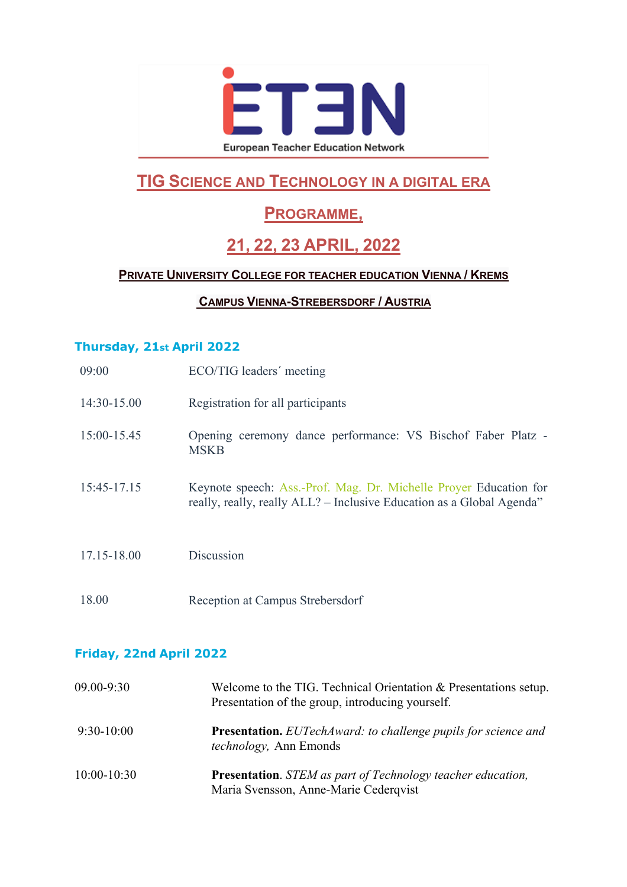ETEN

European Teacher Education Network

# TIG Science and Technology in a digital era

## Programme,

## 21, 22, 23 April, 2022

### Private University College for teacher education Vienna / Krems

### Campus Vienna-Strebersdorf / Austria

### Thursday, 21st April 2022

| | |
|---|---|
| 09:00 | ECO/TIG leaders´ meeting |
| 14:30-15.00 | Registration for all participants |
| 15:00-15.45 | Opening ceremony dance performance: VS Bischof Faber Platz - MSKB |
| 15:45-17.15 | Keynote speech: Ass.-Prof. Mag. Dr. Michelle Proyer Education for really, really, really ALL? – Inclusive Education as a Global Agenda" |
| 17.15-18.00 | Discussion |
| 18.00 | Reception at Campus Strebersdorf |

### Friday, 22nd April 2022

| | |
|---|---|
| 09.00-9:30 | Welcome to the TIG. Technical Orientation & Presentations setup. Presentation of the group, introducing yourself. |
| 9:30-10:00 | **Presentation.** *EUTechAward: to challenge pupils for science and technology,* Ann Emonds |
| 10:00-10:30 | **Presentation**. *STEM as part of Technology teacher education,* Maria Svensson, Anne-Marie Cederqvist |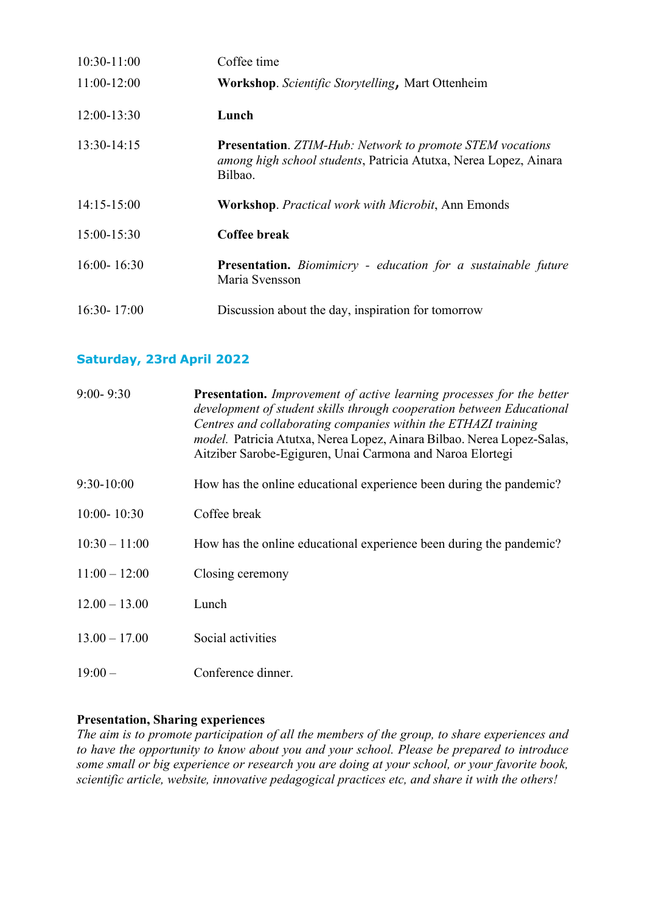| | |
|---|---|
| 10:30-11:00 | Coffee time |
| 11:00-12:00 | **Workshop**. *Scientific Storytelling*, Mart Ottenheim |
| 12:00-13:30 | **Lunch** |
| 13:30-14:15 | **Presentation**. *ZTIM-Hub: Network to promote STEM vocations among high school students*, Patricia Atutxa, Nerea Lopez, Ainara Bilbao. |
| 14:15-15:00 | **Workshop**. *Practical work with Microbit*, Ann Emonds |
| 15:00-15:30 | **Coffee break** |
| 16:00- 16:30 | **Presentation.** *Biomimicry - education for a sustainable future* Maria Svensson |
| 16:30- 17:00 | Discussion about the day, inspiration for tomorrow |

## Saturday, 23rd April 2022

| | |
|---|---|
| 9:00- 9:30 | **Presentation.** *Improvement of active learning processes for the better development of student skills through cooperation between Educational Centres and collaborating companies within the ETHAZI training model.* Patricia Atutxa, Nerea Lopez, Ainara Bilbao. Nerea Lopez-Salas, Aitziber Sarobe-Egiguren, Unai Carmona and Naroa Elortegi |
| 9:30-10:00 | How has the online educational experience been during the pandemic? |
| 10:00- 10:30 | Coffee break |
| 10:30 – 11:00 | How has the online educational experience been during the pandemic? |
| 11:00 – 12:00 | Closing ceremony |
| 12.00 – 13.00 | Lunch |
| 13.00 – 17.00 | Social activities |
| 19:00 – | Conference dinner. |

**Presentation, Sharing experiences**
*The aim is to promote participation of all the members of the group, to share experiences and to have the opportunity to know about you and your school. Please be prepared to introduce some small or big experience or research you are doing at your school, or your favorite book, scientific article, website, innovative pedagogical practices etc, and share it with the others!*